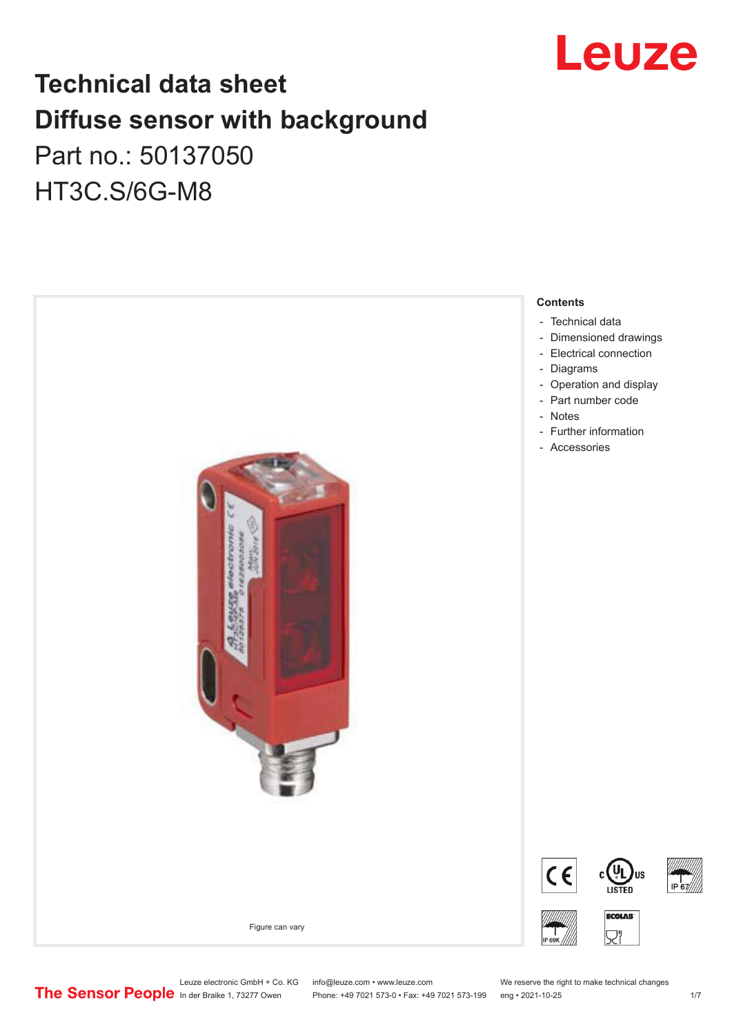# Technical data sheet
# Diffuse sensor with background

Part no.: 50137050

HT3C.S/6G-M8

Figure can vary

**Contents**

- Technical data
- Dimensioned drawings
- Electrical connection
- Diagrams
- Operation and display
- Part number code
- Notes
- Further information
- Accessories

Leuze electronic GmbH + Co. KG
In der Braike 1, 73277 Owen

info@leuze.com • www.leuze.com
Phone: +49 7021 573-0 • Fax: +49 7021 573-199

We reserve the right to make technical changes
eng • 2021-10-25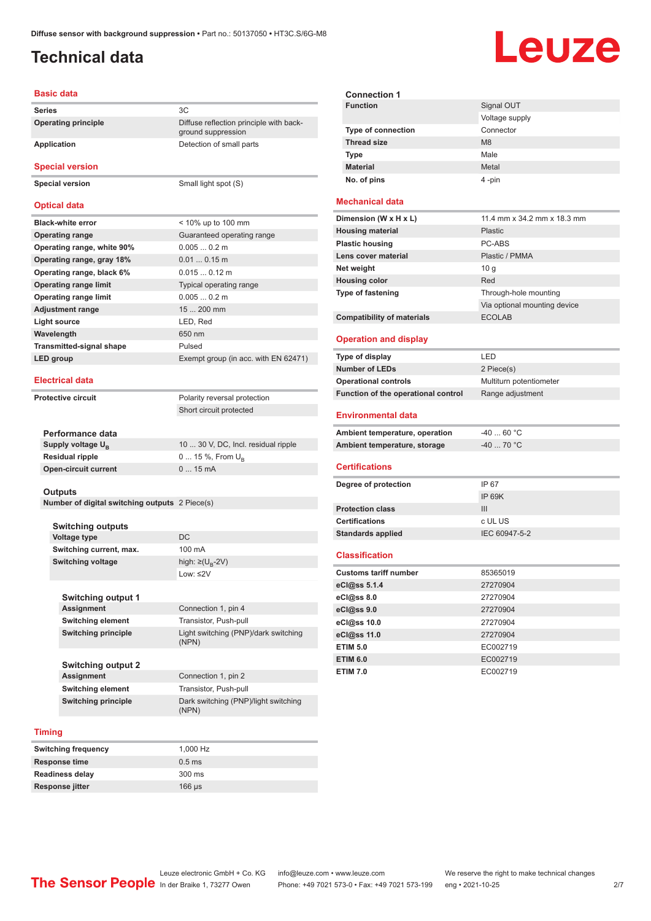Diffuse sensor with background suppression • Part no.: 50137050 • HT3C.S/6G-M8

# Technical data

## Basic data

| | |
|---|---|
| **Series** | 3C |
| **Operating principle** | Diffuse reflection principle with background suppression |
| **Application** | Detection of small parts |

## Special version

| | |
|---|---|
| **Special version** | Small light spot (S) |

## Optical data

| | |
|---|---|
| **Black-white error** | < 10% up to 100 mm |
| **Operating range** | Guaranteed operating range |
| **Operating range, white 90%** | 0.005 ... 0.2 m |
| **Operating range, gray 18%** | 0.01 ... 0.15 m |
| **Operating range, black 6%** | 0.015 ... 0.12 m |
| **Operating range limit** | Typical operating range |
| **Operating range limit** | 0.005 ... 0.2 m |
| **Adjustment range** | 15 ... 200 mm |
| **Light source** | LED, Red |
| **Wavelength** | 650 nm |
| **Transmitted-signal shape** | Pulsed |
| **LED group** | Exempt group (in acc. with EN 62471) |

## Electrical data

| | |
|---|---|
| **Protective circuit** | Polarity reversal protection |
| | Short circuit protected |

### Performance data

| | |
|---|---|
| **Supply voltage $U_B$** | 10 ... 30 V, DC, Incl. residual ripple |
| **Residual ripple** | 0 ... 15 %, From $U_B$ |
| **Open-circuit current** | 0 ... 15 mA |

### Outputs

| | |
|---|---|
| **Number of digital switching outputs** | 2 Piece(s) |

#### Switching outputs

| | |
|---|---|
| **Voltage type** | DC |
| **Switching current, max.** | 100 mA |
| **Switching voltage** | high: ≥($U_B$-2V) |
| | Low: ≤2V |

#### Switching output 1

| | |
|---|---|
| **Assignment** | Connection 1, pin 4 |
| **Switching element** | Transistor, Push-pull |
| **Switching principle** | Light switching (PNP)/dark switching (NPN) |

#### Switching output 2

| | |
|---|---|
| **Assignment** | Connection 1, pin 2 |
| **Switching element** | Transistor, Push-pull |
| **Switching principle** | Dark switching (PNP)/light switching (NPN) |

## Timing

| | |
|---|---|
| **Switching frequency** | 1,000 Hz |
| **Response time** | 0.5 ms |
| **Readiness delay** | 300 ms |
| **Response jitter** | 166 µs |

### Connection 1

| | |
|---|---|
| **Function** | Signal OUT |
| | Voltage supply |
| **Type of connection** | Connector |
| **Thread size** | M8 |
| **Type** | Male |
| **Material** | Metal |
| **No. of pins** | 4 -pin |

## Mechanical data

| | |
|---|---|
| **Dimension (W x H x L)** | 11.4 mm x 34.2 mm x 18.3 mm |
| **Housing material** | Plastic |
| **Plastic housing** | PC-ABS |
| **Lens cover material** | Plastic / PMMA |
| **Net weight** | 10 g |
| **Housing color** | Red |
| **Type of fastening** | Through-hole mounting |
| | Via optional mounting device |
| **Compatibility of materials** | ECOLAB |

## Operation and display

| | |
|---|---|
| **Type of display** | LED |
| **Number of LEDs** | 2 Piece(s) |
| **Operational controls** | Multiturn potentiometer |
| **Function of the operational control** | Range adjustment |

## Environmental data

| | |
|---|---|
| **Ambient temperature, operation** | -40 ... 60 °C |
| **Ambient temperature, storage** | -40 ... 70 °C |

## Certifications

| | |
|---|---|
| **Degree of protection** | IP 67 |
| | IP 69K |
| **Protection class** | III |
| **Certifications** | c UL US |
| **Standards applied** | IEC 60947-5-2 |

## Classification

| | |
|---|---|
| **Customs tariff number** | 85365019 |
| **eCl@ss 5.1.4** | 27270904 |
| **eCl@ss 8.0** | 27270904 |
| **eCl@ss 9.0** | 27270904 |
| **eCl@ss 10.0** | 27270904 |
| **eCl@ss 11.0** | 27270904 |
| **ETIM 5.0** | EC002719 |
| **ETIM 6.0** | EC002719 |
| **ETIM 7.0** | EC002719 |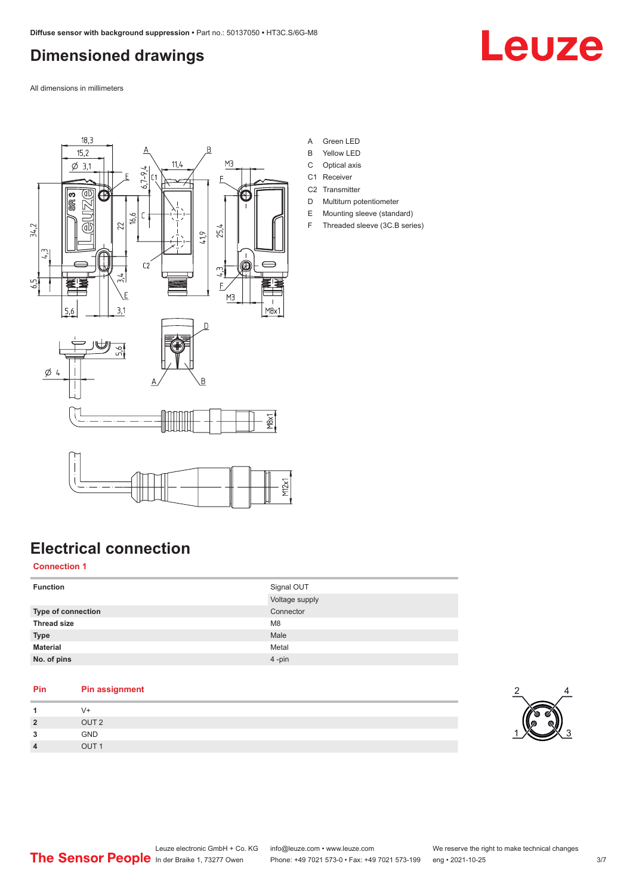# Dimensioned drawings

All dimensions in millimeters

A Green LED
B Yellow LED
C Optical axis
C1 Receiver
C2 Transmitter
D Multiturn potentiometer
E Mounting sleeve (standard)
F Threaded sleeve (3C.B series)

# Electrical connection

## Connection 1

| | |
|---|---|
| **Function** | Signal OUT |
| | Voltage supply |
| **Type of connection** | Connector |
| **Thread size** | M8 |
| **Type** | Male |
| **Material** | Metal |
| **No. of pins** | 4 -pin |

| Pin | Pin assignment |
|---|---|
| **1** | V+ |
| **2** | OUT 2 |
| **3** | GND |
| **4** | OUT 1 |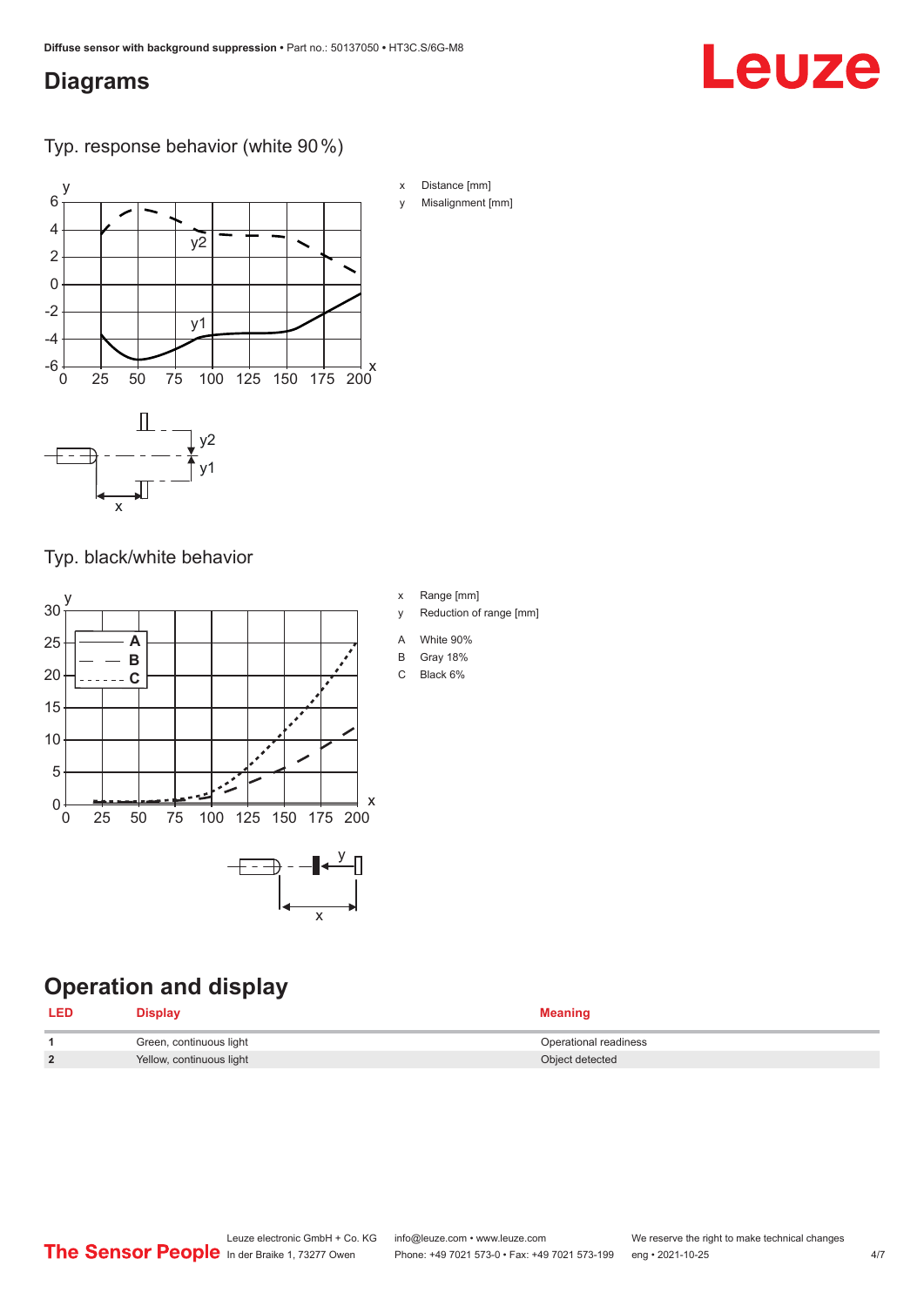## Diagrams

### Typ. response behavior (white 90 %)

x Distance [mm]

y Misalignment [mm]

### Typ. black/white behavior

x Range [mm]

y Reduction of range [mm]

A White 90%

B Gray 18%

C Black 6%

## Operation and display

| LED | Display | Meaning |
| --- | --- | --- |
| 1 | Green, continuous light | Operational readiness |
| 2 | Yellow, continuous light | Object detected |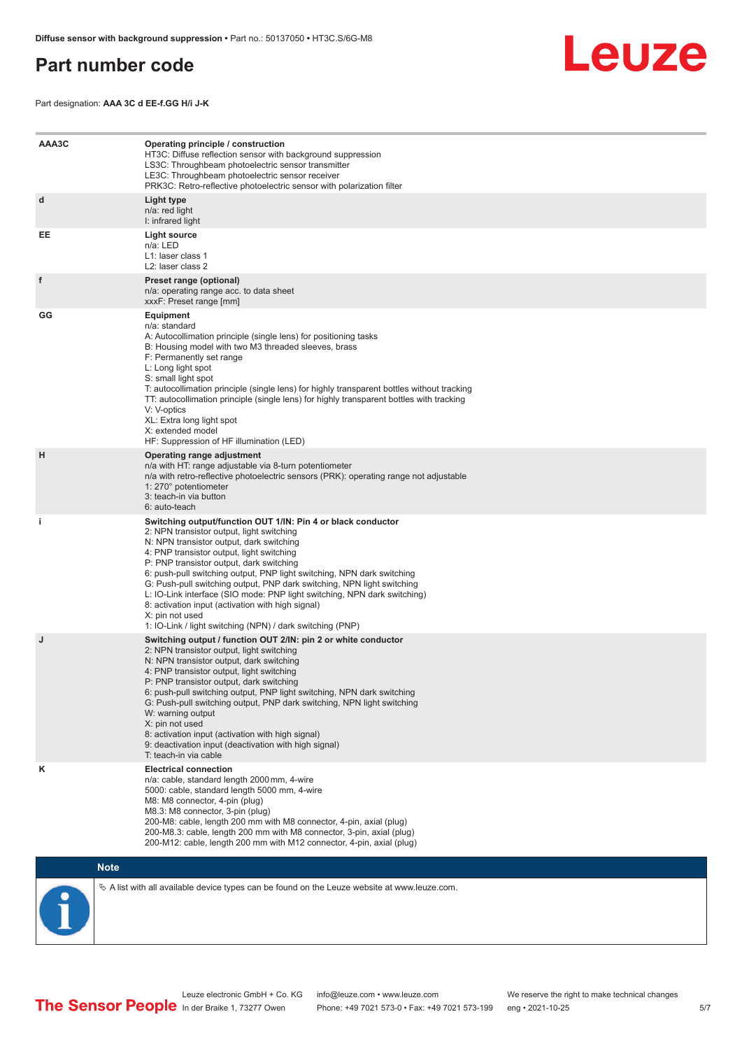# Part number code

Part designation: **AAA 3C d EE-f.GG H/i J-K**

| | |
|---|---|
| **AAA3C** | **Operating principle / construction**<br>HT3C: Diffuse reflection sensor with background suppression<br>LS3C: Throughbeam photoelectric sensor transmitter<br>LE3C: Throughbeam photoelectric sensor receiver<br>PRK3C: Retro-reflective photoelectric sensor with polarization filter |
| **d** | **Light type**<br>n/a: red light<br>I: infrared light |
| **EE** | **Light source**<br>n/a: LED<br>L1: laser class 1<br>L2: laser class 2 |
| **f** | **Preset range (optional)**<br>n/a: operating range acc. to data sheet<br>xxxF: Preset range [mm] |
| **GG** | **Equipment**<br>n/a: standard<br>A: Autocollimation principle (single lens) for positioning tasks<br>B: Housing model with two M3 threaded sleeves, brass<br>F: Permanently set range<br>L: Long light spot<br>S: small light spot<br>T: autocollimation principle (single lens) for highly transparent bottles without tracking<br>TT: autocollimation principle (single lens) for highly transparent bottles with tracking<br>V: V-optics<br>XL: Extra long light spot<br>X: extended model<br>HF: Suppression of HF illumination (LED) |
| **H** | **Operating range adjustment**<br>n/a with HT: range adjustable via 8-turn potentiometer<br>n/a with retro-reflective photoelectric sensors (PRK): operating range not adjustable<br>1: 270° potentiometer<br>3: teach-in via button<br>6: auto-teach |
| **i** | **Switching output/function OUT 1/IN: Pin 4 or black conductor**<br>2: NPN transistor output, light switching<br>N: NPN transistor output, dark switching<br>4: PNP transistor output, light switching<br>P: PNP transistor output, dark switching<br>6: push-pull switching output, PNP light switching, NPN dark switching<br>G: Push-pull switching output, PNP dark switching, NPN light switching<br>L: IO-Link interface (SIO mode: PNP light switching, NPN dark switching)<br>8: activation input (activation with high signal)<br>X: pin not used<br>1: IO-Link / light switching (NPN) / dark switching (PNP) |
| **J** | **Switching output / function OUT 2/IN: pin 2 or white conductor**<br>2: NPN transistor output, light switching<br>N: NPN transistor output, dark switching<br>4: PNP transistor output, light switching<br>P: PNP transistor output, dark switching<br>6: push-pull switching output, PNP light switching, NPN dark switching<br>G: Push-pull switching output, PNP dark switching, NPN light switching<br>W: warning output<br>X: pin not used<br>8: activation input (activation with high signal)<br>9: deactivation input (deactivation with high signal)<br>T: teach-in via cable |
| **K** | **Electrical connection**<br>n/a: cable, standard length 2000 mm, 4-wire<br>5000: cable, standard length 5000 mm, 4-wire<br>M8: M8 connector, 4-pin (plug)<br>M8.3: M8 connector, 3-pin (plug)<br>200-M8: cable, length 200 mm with M8 connector, 4-pin, axial (plug)<br>200-M8.3: cable, length 200 mm with M8 connector, 3-pin, axial (plug)<br>200-M12: cable, length 200 mm with M12 connector, 4-pin, axial (plug) |

**Note**

A list with all available device types can be found on the Leuze website at www.leuze.com.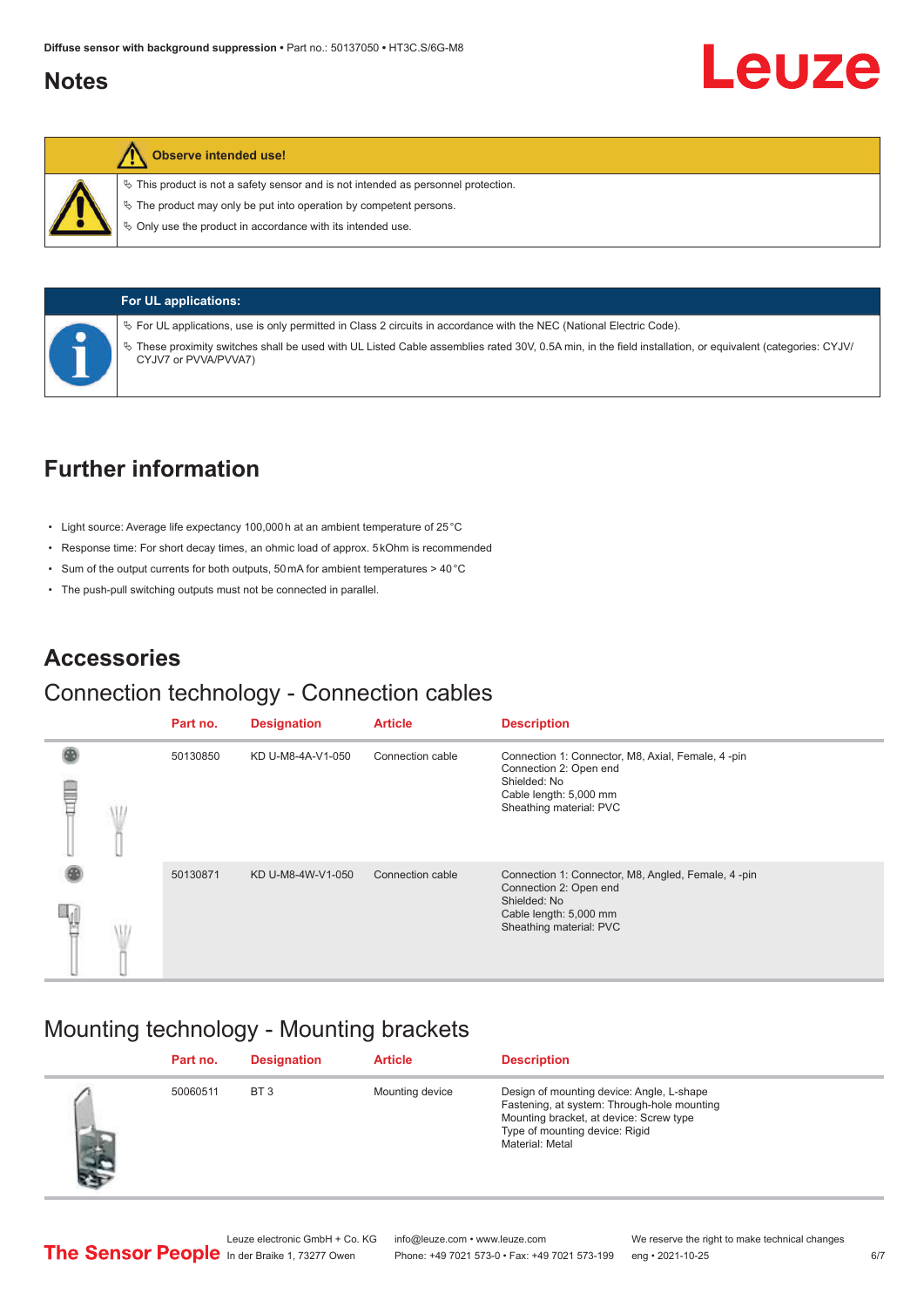## Notes

**Observe intended use!**

- This product is not a safety sensor and is not intended as personnel protection.
- The product may only be put into operation by competent persons.
- Only use the product in accordance with its intended use.

**For UL applications:**

- For UL applications, use is only permitted in Class 2 circuits in accordance with the NEC (National Electric Code).
- These proximity switches shall be used with UL Listed Cable assemblies rated 30V, 0.5A min, in the field installation, or equivalent (categories: CYJV/CYJV7 or PVVA/PVVA7)

## Further information

- Light source: Average life expectancy 100,000 h at an ambient temperature of 25 °C
- Response time: For short decay times, an ohmic load of approx. 5 kOhm is recommended
- Sum of the output currents for both outputs, 50 mA for ambient temperatures > 40 °C
- The push-pull switching outputs must not be connected in parallel.

## Accessories

### Connection technology - Connection cables

| Part no. | Designation | Article | Description |
|---|---|---|---|
| 50130850 | KD U-M8-4A-V1-050 | Connection cable | Connection 1: Connector, M8, Axial, Female, 4 -pin<br>Connection 2: Open end<br>Shielded: No<br>Cable length: 5,000 mm<br>Sheathing material: PVC |
| 50130871 | KD U-M8-4W-V1-050 | Connection cable | Connection 1: Connector, M8, Angled, Female, 4 -pin<br>Connection 2: Open end<br>Shielded: No<br>Cable length: 5,000 mm<br>Sheathing material: PVC |

### Mounting technology - Mounting brackets

| Part no. | Designation | Article | Description |
|---|---|---|---|
| 50060511 | BT 3 | Mounting device | Design of mounting device: Angle, L-shape<br>Fastening, at system: Through-hole mounting<br>Mounting bracket, at device: Screw type<br>Type of mounting device: Rigid<br>Material: Metal |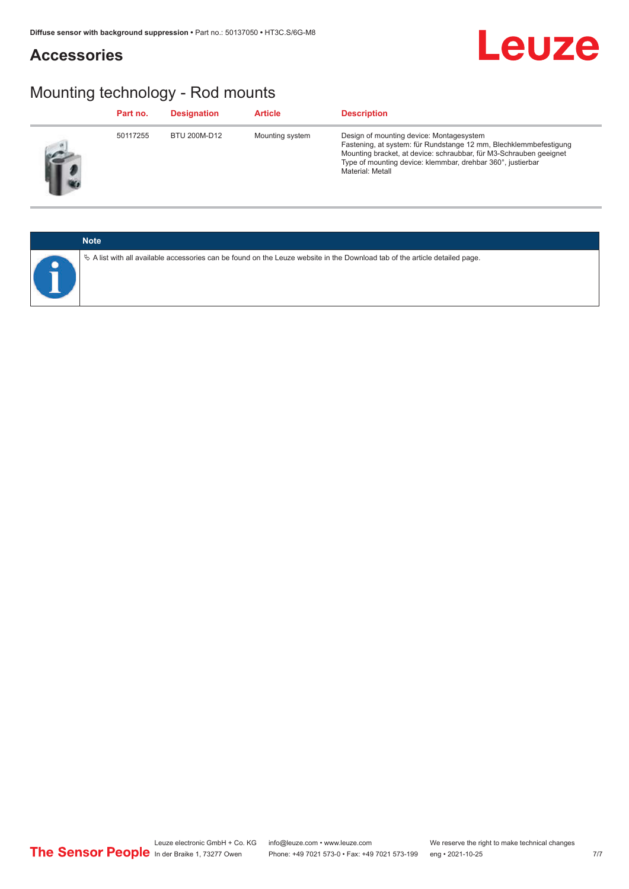## Accessories

# Mounting technology - Rod mounts

| | Part no. | Designation | Article | Description |
|---|---|---|---|---|
| | 50117255 | BTU 200M-D12 | Mounting system | Design of mounting device: Montagesystem<br>Fastening, at system: für Rundstange 12 mm, Blechklemmbefestigung<br>Mounting bracket, at device: schraubbar, für M3-Schrauben geeignet<br>Type of mounting device: klemmbar, drehbar 360°, justierbar<br>Material: Metall |

**Note**

↳ A list with all available accessories can be found on the Leuze website in the Download tab of the article detailed page.